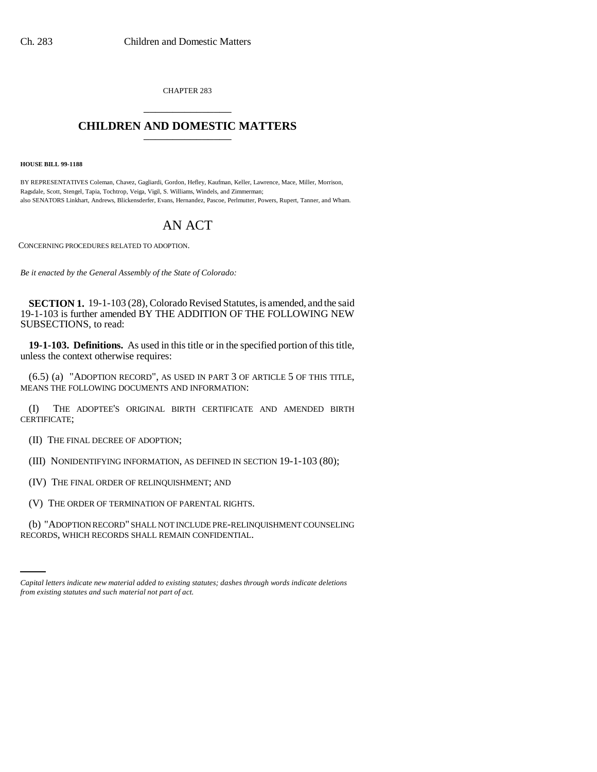CHAPTER 283

# CHILDREN AND DOMESTIC MATTERS

**HOUSE BILL 99-1188**

BY REPRESENTATIVES Coleman, Chavez, Gagliardi, Gordon, Hefley, Kaufman, Keller, Lawrence, Mace, Miller, Morrison, Ragsdale, Scott, Stengel, Tapia, Tochtrop, Veiga, Vigil, S. Williams, Windels, and Zimmerman;
also SENATORS Linkhart, Andrews, Blickensderfer, Evans, Hernandez, Pascoe, Perlmutter, Powers, Rupert, Tanner, and Wham.

# AN ACT

CONCERNING PROCEDURES RELATED TO ADOPTION.

*Be it enacted by the General Assembly of the State of Colorado:*

**SECTION 1.** 19-1-103 (28), Colorado Revised Statutes, is amended, and the said 19-1-103 is further amended BY THE ADDITION OF THE FOLLOWING NEW SUBSECTIONS, to read:

**19-1-103. Definitions.** As used in this title or in the specified portion of this title, unless the context otherwise requires:

(6.5) (a) "ADOPTION RECORD", AS USED IN PART 3 OF ARTICLE 5 OF THIS TITLE, MEANS THE FOLLOWING DOCUMENTS AND INFORMATION:

(I) THE ADOPTEE'S ORIGINAL BIRTH CERTIFICATE AND AMENDED BIRTH CERTIFICATE;

(II) THE FINAL DECREE OF ADOPTION;

(III) NONIDENTIFYING INFORMATION, AS DEFINED IN SECTION 19-1-103 (80);

(IV) THE FINAL ORDER OF RELINQUISHMENT; AND

(V) THE ORDER OF TERMINATION OF PARENTAL RIGHTS.

(b) "ADOPTION RECORD" SHALL NOT INCLUDE PRE-RELINQUISHMENT COUNSELING RECORDS, WHICH RECORDS SHALL REMAIN CONFIDENTIAL.

*Capital letters indicate new material added to existing statutes; dashes through words indicate deletions from existing statutes and such material not part of act.*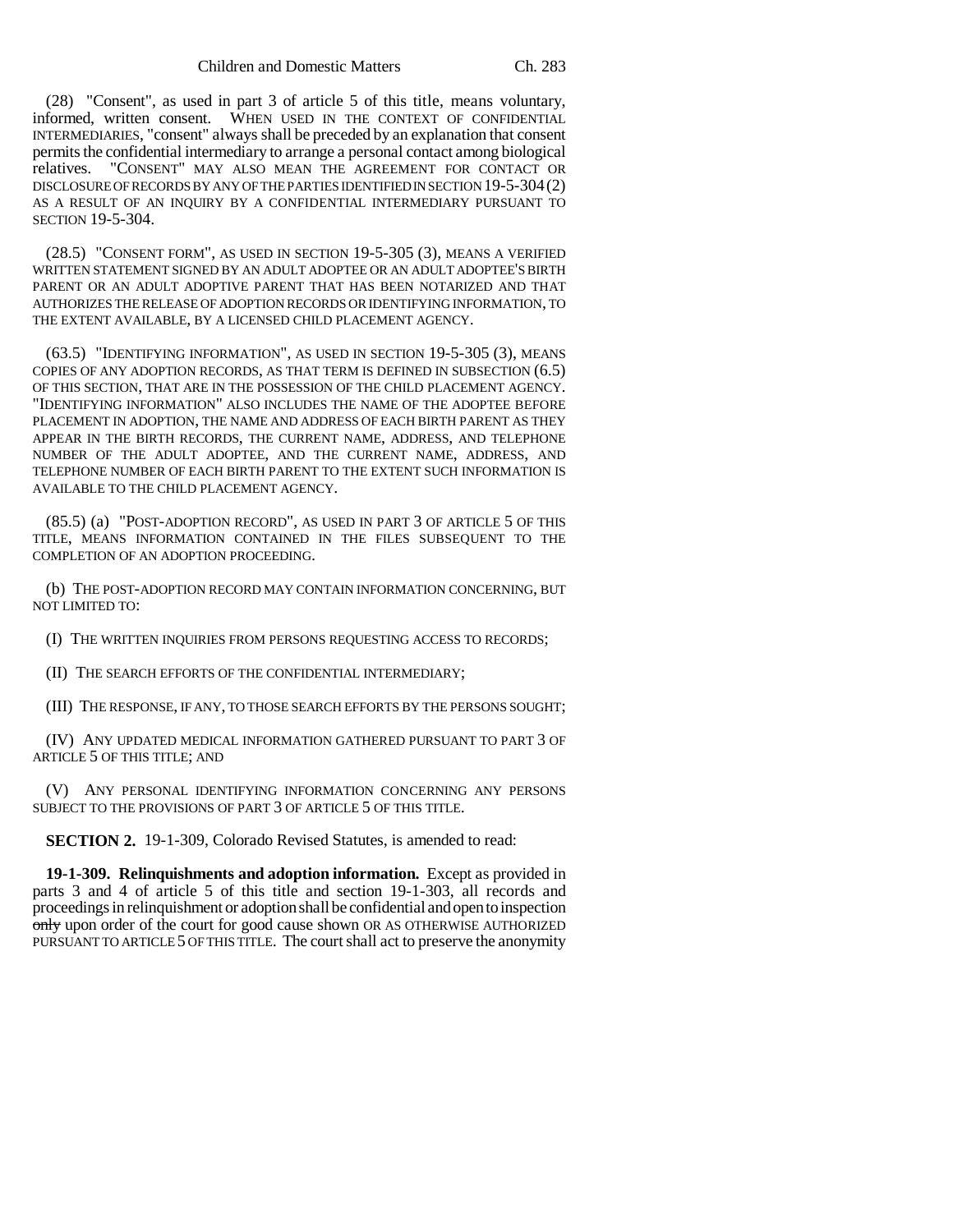(28) "Consent", as used in part 3 of article 5 of this title, means voluntary, informed, written consent. WHEN USED IN THE CONTEXT OF CONFIDENTIAL INTERMEDIARIES, "consent" always shall be preceded by an explanation that consent permits the confidential intermediary to arrange a personal contact among biological relatives. "CONSENT" MAY ALSO MEAN THE AGREEMENT FOR CONTACT OR DISCLOSURE OF RECORDS BY ANY OF THE PARTIES IDENTIFIED IN SECTION 19-5-304 (2) AS A RESULT OF AN INQUIRY BY A CONFIDENTIAL INTERMEDIARY PURSUANT TO SECTION 19-5-304.

(28.5) "CONSENT FORM", AS USED IN SECTION 19-5-305 (3), MEANS A VERIFIED WRITTEN STATEMENT SIGNED BY AN ADULT ADOPTEE OR AN ADULT ADOPTEE'S BIRTH PARENT OR AN ADULT ADOPTIVE PARENT THAT HAS BEEN NOTARIZED AND THAT AUTHORIZES THE RELEASE OF ADOPTION RECORDS OR IDENTIFYING INFORMATION, TO THE EXTENT AVAILABLE, BY A LICENSED CHILD PLACEMENT AGENCY.

(63.5) "IDENTIFYING INFORMATION", AS USED IN SECTION 19-5-305 (3), MEANS COPIES OF ANY ADOPTION RECORDS, AS THAT TERM IS DEFINED IN SUBSECTION (6.5) OF THIS SECTION, THAT ARE IN THE POSSESSION OF THE CHILD PLACEMENT AGENCY. "IDENTIFYING INFORMATION" ALSO INCLUDES THE NAME OF THE ADOPTEE BEFORE PLACEMENT IN ADOPTION, THE NAME AND ADDRESS OF EACH BIRTH PARENT AS THEY APPEAR IN THE BIRTH RECORDS, THE CURRENT NAME, ADDRESS, AND TELEPHONE NUMBER OF THE ADULT ADOPTEE, AND THE CURRENT NAME, ADDRESS, AND TELEPHONE NUMBER OF EACH BIRTH PARENT TO THE EXTENT SUCH INFORMATION IS AVAILABLE TO THE CHILD PLACEMENT AGENCY.

(85.5) (a) "POST-ADOPTION RECORD", AS USED IN PART 3 OF ARTICLE 5 OF THIS TITLE, MEANS INFORMATION CONTAINED IN THE FILES SUBSEQUENT TO THE COMPLETION OF AN ADOPTION PROCEEDING.

(b) THE POST-ADOPTION RECORD MAY CONTAIN INFORMATION CONCERNING, BUT NOT LIMITED TO:

(I) THE WRITTEN INQUIRIES FROM PERSONS REQUESTING ACCESS TO RECORDS;

(II) THE SEARCH EFFORTS OF THE CONFIDENTIAL INTERMEDIARY;

(III) THE RESPONSE, IF ANY, TO THOSE SEARCH EFFORTS BY THE PERSONS SOUGHT;

(IV) ANY UPDATED MEDICAL INFORMATION GATHERED PURSUANT TO PART 3 OF ARTICLE 5 OF THIS TITLE; AND

(V) ANY PERSONAL IDENTIFYING INFORMATION CONCERNING ANY PERSONS SUBJECT TO THE PROVISIONS OF PART 3 OF ARTICLE 5 OF THIS TITLE.

**SECTION 2.** 19-1-309, Colorado Revised Statutes, is amended to read:

**19-1-309. Relinquishments and adoption information.** Except as provided in parts 3 and 4 of article 5 of this title and section 19-1-303, all records and proceedings in relinquishment or adoption shall be confidential and open to inspection ~~only~~ upon order of the court for good cause shown OR AS OTHERWISE AUTHORIZED PURSUANT TO ARTICLE 5 OF THIS TITLE. The court shall act to preserve the anonymity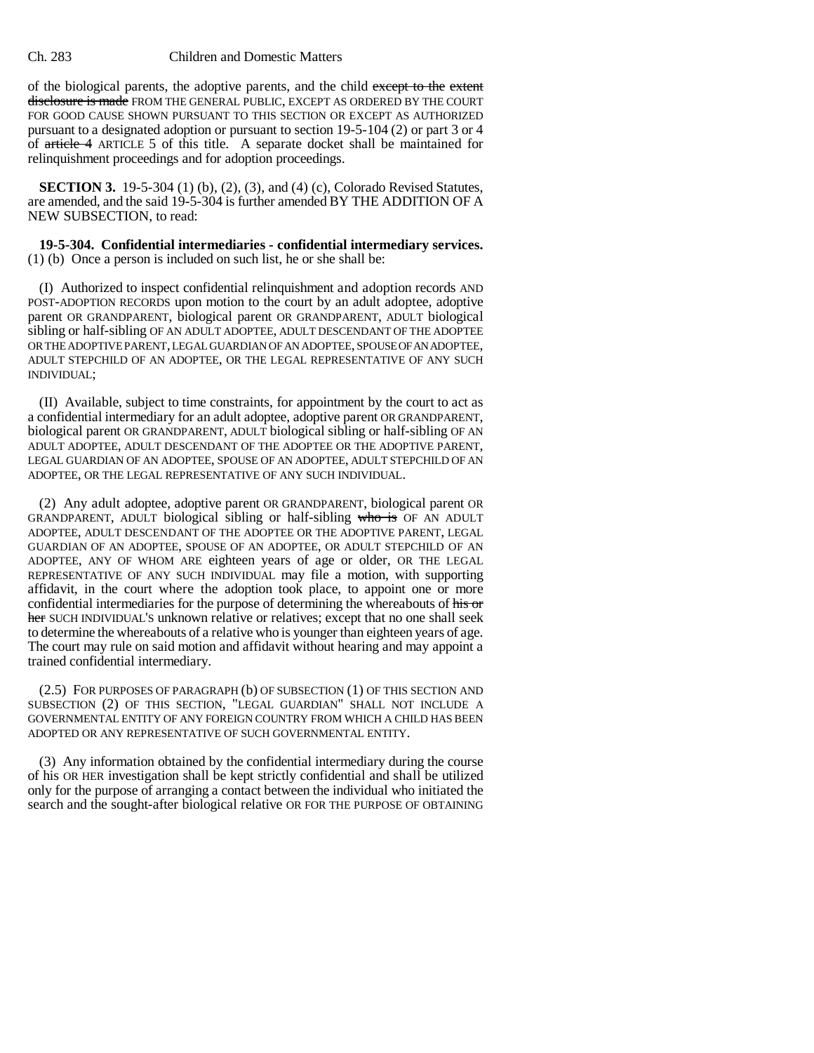of the biological parents, the adoptive parents, and the child ~~except to the extent disclosure is made~~ FROM THE GENERAL PUBLIC, EXCEPT AS ORDERED BY THE COURT FOR GOOD CAUSE SHOWN PURSUANT TO THIS SECTION OR EXCEPT AS AUTHORIZED pursuant to a designated adoption or pursuant to section 19-5-104 (2) or part 3 or 4 of ~~article 4~~ ARTICLE 5 of this title. A separate docket shall be maintained for relinquishment proceedings and for adoption proceedings.

**SECTION 3.** 19-5-304 (1) (b), (2), (3), and (4) (c), Colorado Revised Statutes, are amended, and the said 19-5-304 is further amended BY THE ADDITION OF A NEW SUBSECTION, to read:

**19-5-304. Confidential intermediaries - confidential intermediary services.** (1) (b) Once a person is included on such list, he or she shall be:

(I) Authorized to inspect confidential relinquishment and adoption records AND POST-ADOPTION RECORDS upon motion to the court by an adult adoptee, adoptive parent OR GRANDPARENT, biological parent OR GRANDPARENT, ADULT biological sibling or half-sibling OF AN ADULT ADOPTEE, ADULT DESCENDANT OF THE ADOPTEE OR THE ADOPTIVE PARENT, LEGAL GUARDIAN OF AN ADOPTEE, SPOUSE OF AN ADOPTEE, ADULT STEPCHILD OF AN ADOPTEE, OR THE LEGAL REPRESENTATIVE OF ANY SUCH INDIVIDUAL;

(II) Available, subject to time constraints, for appointment by the court to act as a confidential intermediary for an adult adoptee, adoptive parent OR GRANDPARENT, biological parent OR GRANDPARENT, ADULT biological sibling or half-sibling OF AN ADULT ADOPTEE, ADULT DESCENDANT OF THE ADOPTEE OR THE ADOPTIVE PARENT, LEGAL GUARDIAN OF AN ADOPTEE, SPOUSE OF AN ADOPTEE, ADULT STEPCHILD OF AN ADOPTEE, OR THE LEGAL REPRESENTATIVE OF ANY SUCH INDIVIDUAL.

(2) Any adult adoptee, adoptive parent OR GRANDPARENT, biological parent OR GRANDPARENT, ADULT biological sibling or half-sibling ~~who is~~ OF AN ADULT ADOPTEE, ADULT DESCENDANT OF THE ADOPTEE OR THE ADOPTIVE PARENT, LEGAL GUARDIAN OF AN ADOPTEE, SPOUSE OF AN ADOPTEE, OR ADULT STEPCHILD OF AN ADOPTEE, ANY OF WHOM ARE eighteen years of age or older, OR THE LEGAL REPRESENTATIVE OF ANY SUCH INDIVIDUAL may file a motion, with supporting affidavit, in the court where the adoption took place, to appoint one or more confidential intermediaries for the purpose of determining the whereabouts of ~~his or her~~ SUCH INDIVIDUAL'S unknown relative or relatives; except that no one shall seek to determine the whereabouts of a relative who is younger than eighteen years of age. The court may rule on said motion and affidavit without hearing and may appoint a trained confidential intermediary.

(2.5) FOR PURPOSES OF PARAGRAPH (b) OF SUBSECTION (1) OF THIS SECTION AND SUBSECTION (2) OF THIS SECTION, "LEGAL GUARDIAN" SHALL NOT INCLUDE A GOVERNMENTAL ENTITY OF ANY FOREIGN COUNTRY FROM WHICH A CHILD HAS BEEN ADOPTED OR ANY REPRESENTATIVE OF SUCH GOVERNMENTAL ENTITY.

(3) Any information obtained by the confidential intermediary during the course of his OR HER investigation shall be kept strictly confidential and shall be utilized only for the purpose of arranging a contact between the individual who initiated the search and the sought-after biological relative OR FOR THE PURPOSE OF OBTAINING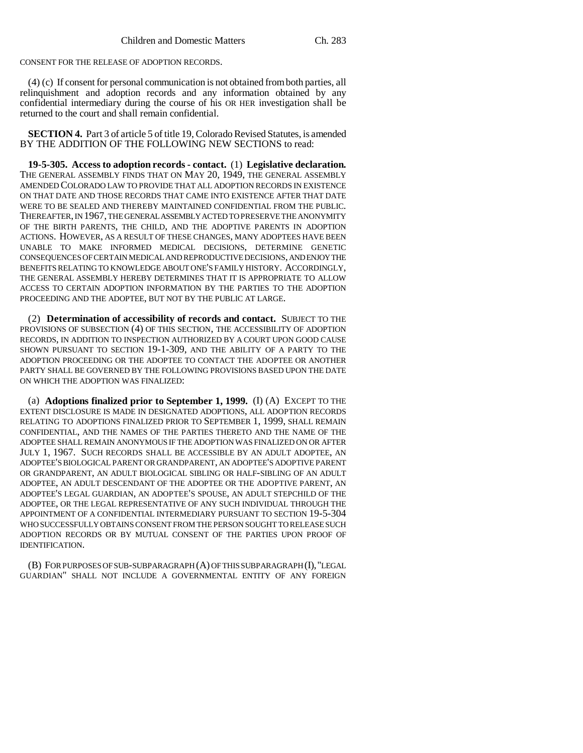CONSENT FOR THE RELEASE OF ADOPTION RECORDS.

(4) (c) If consent for personal communication is not obtained from both parties, all relinquishment and adoption records and any information obtained by any confidential intermediary during the course of his OR HER investigation shall be returned to the court and shall remain confidential.

**SECTION 4.** Part 3 of article 5 of title 19, Colorado Revised Statutes, is amended BY THE ADDITION OF THE FOLLOWING NEW SECTIONS to read:

**19-5-305. Access to adoption records - contact.** (1) **Legislative declaration.** THE GENERAL ASSEMBLY FINDS THAT ON MAY 20, 1949, THE GENERAL ASSEMBLY AMENDED COLORADO LAW TO PROVIDE THAT ALL ADOPTION RECORDS IN EXISTENCE ON THAT DATE AND THOSE RECORDS THAT CAME INTO EXISTENCE AFTER THAT DATE WERE TO BE SEALED AND THEREBY MAINTAINED CONFIDENTIAL FROM THE PUBLIC. THEREAFTER, IN 1967, THE GENERAL ASSEMBLY ACTED TO PRESERVE THE ANONYMITY OF THE BIRTH PARENTS, THE CHILD, AND THE ADOPTIVE PARENTS IN ADOPTION ACTIONS. HOWEVER, AS A RESULT OF THESE CHANGES, MANY ADOPTEES HAVE BEEN UNABLE TO MAKE INFORMED MEDICAL DECISIONS, DETERMINE GENETIC CONSEQUENCES OF CERTAIN MEDICAL AND REPRODUCTIVE DECISIONS, AND ENJOY THE BENEFITS RELATING TO KNOWLEDGE ABOUT ONE'S FAMILY HISTORY. ACCORDINGLY, THE GENERAL ASSEMBLY HEREBY DETERMINES THAT IT IS APPROPRIATE TO ALLOW ACCESS TO CERTAIN ADOPTION INFORMATION BY THE PARTIES TO THE ADOPTION PROCEEDING AND THE ADOPTEE, BUT NOT BY THE PUBLIC AT LARGE.

(2) **Determination of accessibility of records and contact.** SUBJECT TO THE PROVISIONS OF SUBSECTION (4) OF THIS SECTION, THE ACCESSIBILITY OF ADOPTION RECORDS, IN ADDITION TO INSPECTION AUTHORIZED BY A COURT UPON GOOD CAUSE SHOWN PURSUANT TO SECTION 19-1-309, AND THE ABILITY OF A PARTY TO THE ADOPTION PROCEEDING OR THE ADOPTEE TO CONTACT THE ADOPTEE OR ANOTHER PARTY SHALL BE GOVERNED BY THE FOLLOWING PROVISIONS BASED UPON THE DATE ON WHICH THE ADOPTION WAS FINALIZED:

(a) **Adoptions finalized prior to September 1, 1999.** (I) (A) EXCEPT TO THE EXTENT DISCLOSURE IS MADE IN DESIGNATED ADOPTIONS, ALL ADOPTION RECORDS RELATING TO ADOPTIONS FINALIZED PRIOR TO SEPTEMBER 1, 1999, SHALL REMAIN CONFIDENTIAL, AND THE NAMES OF THE PARTIES THERETO AND THE NAME OF THE ADOPTEE SHALL REMAIN ANONYMOUS IF THE ADOPTION WAS FINALIZED ON OR AFTER JULY 1, 1967. SUCH RECORDS SHALL BE ACCESSIBLE BY AN ADULT ADOPTEE, AN ADOPTEE'S BIOLOGICAL PARENT OR GRANDPARENT, AN ADOPTEE'S ADOPTIVE PARENT OR GRANDPARENT, AN ADULT BIOLOGICAL SIBLING OR HALF-SIBLING OF AN ADULT ADOPTEE, AN ADULT DESCENDANT OF THE ADOPTEE OR THE ADOPTIVE PARENT, AN ADOPTEE'S LEGAL GUARDIAN, AN ADOPTEE'S SPOUSE, AN ADULT STEPCHILD OF THE ADOPTEE, OR THE LEGAL REPRESENTATIVE OF ANY SUCH INDIVIDUAL THROUGH THE APPOINTMENT OF A CONFIDENTIAL INTERMEDIARY PURSUANT TO SECTION 19-5-304 WHO SUCCESSFULLY OBTAINS CONSENT FROM THE PERSON SOUGHT TO RELEASE SUCH ADOPTION RECORDS OR BY MUTUAL CONSENT OF THE PARTIES UPON PROOF OF IDENTIFICATION.

(B) FOR PURPOSES OF SUB-SUBPARAGRAPH (A) OF THIS SUBPARAGRAPH (I), "LEGAL GUARDIAN" SHALL NOT INCLUDE A GOVERNMENTAL ENTITY OF ANY FOREIGN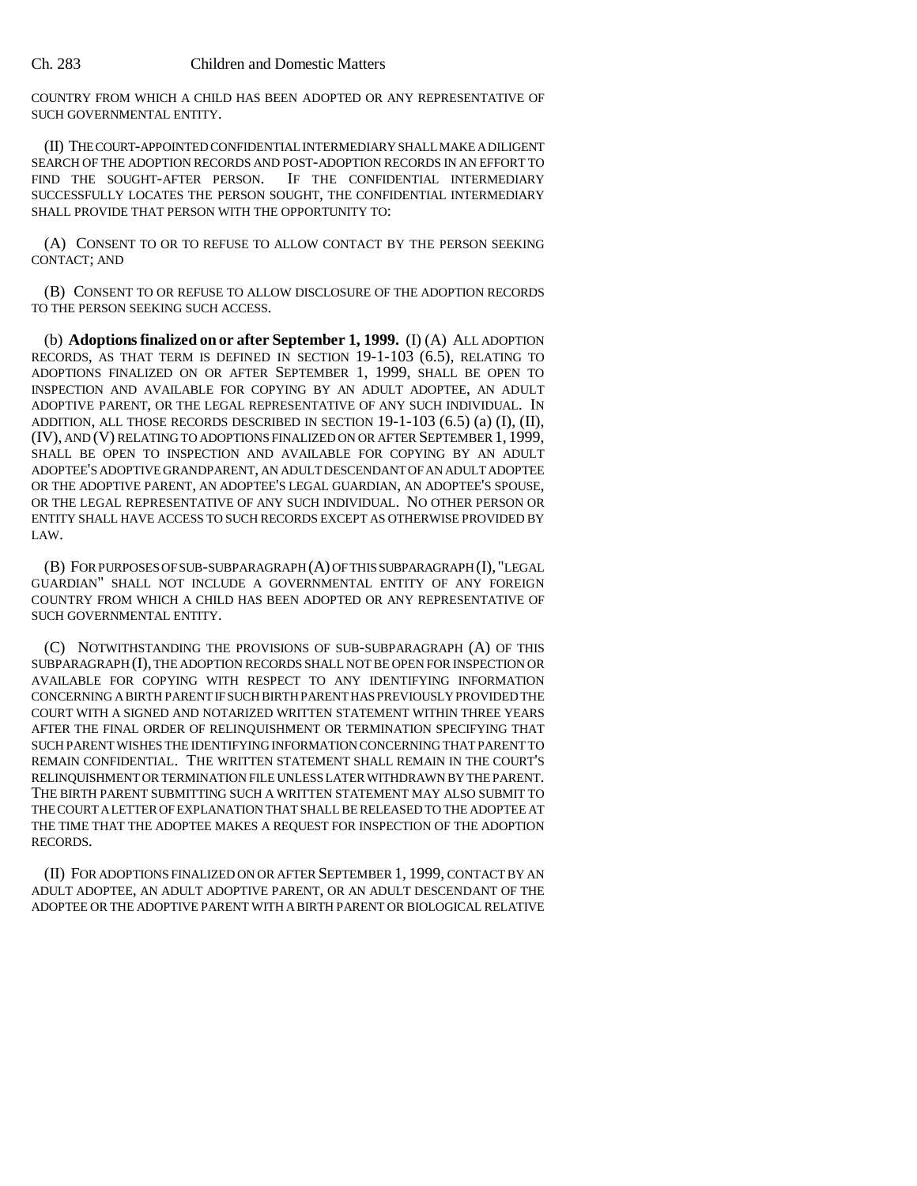COUNTRY FROM WHICH A CHILD HAS BEEN ADOPTED OR ANY REPRESENTATIVE OF SUCH GOVERNMENTAL ENTITY.

(II) THE COURT-APPOINTED CONFIDENTIAL INTERMEDIARY SHALL MAKE A DILIGENT SEARCH OF THE ADOPTION RECORDS AND POST-ADOPTION RECORDS IN AN EFFORT TO FIND THE SOUGHT-AFTER PERSON. IF THE CONFIDENTIAL INTERMEDIARY SUCCESSFULLY LOCATES THE PERSON SOUGHT, THE CONFIDENTIAL INTERMEDIARY SHALL PROVIDE THAT PERSON WITH THE OPPORTUNITY TO:

(A) CONSENT TO OR TO REFUSE TO ALLOW CONTACT BY THE PERSON SEEKING CONTACT; AND

(B) CONSENT TO OR REFUSE TO ALLOW DISCLOSURE OF THE ADOPTION RECORDS TO THE PERSON SEEKING SUCH ACCESS.

(b) **Adoptions finalized on or after September 1, 1999.** (I) (A) ALL ADOPTION RECORDS, AS THAT TERM IS DEFINED IN SECTION 19-1-103 (6.5), RELATING TO ADOPTIONS FINALIZED ON OR AFTER SEPTEMBER 1, 1999, SHALL BE OPEN TO INSPECTION AND AVAILABLE FOR COPYING BY AN ADULT ADOPTEE, AN ADULT ADOPTIVE PARENT, OR THE LEGAL REPRESENTATIVE OF ANY SUCH INDIVIDUAL. IN ADDITION, ALL THOSE RECORDS DESCRIBED IN SECTION 19-1-103 (6.5) (a) (I), (II), (IV), AND (V) RELATING TO ADOPTIONS FINALIZED ON OR AFTER SEPTEMBER 1, 1999, SHALL BE OPEN TO INSPECTION AND AVAILABLE FOR COPYING BY AN ADULT ADOPTEE'S ADOPTIVE GRANDPARENT, AN ADULT DESCENDANT OF AN ADULT ADOPTEE OR THE ADOPTIVE PARENT, AN ADOPTEE'S LEGAL GUARDIAN, AN ADOPTEE'S SPOUSE, OR THE LEGAL REPRESENTATIVE OF ANY SUCH INDIVIDUAL. NO OTHER PERSON OR ENTITY SHALL HAVE ACCESS TO SUCH RECORDS EXCEPT AS OTHERWISE PROVIDED BY LAW.

(B) FOR PURPOSES OF SUB-SUBPARAGRAPH (A) OF THIS SUBPARAGRAPH (I), "LEGAL GUARDIAN" SHALL NOT INCLUDE A GOVERNMENTAL ENTITY OF ANY FOREIGN COUNTRY FROM WHICH A CHILD HAS BEEN ADOPTED OR ANY REPRESENTATIVE OF SUCH GOVERNMENTAL ENTITY.

(C) NOTWITHSTANDING THE PROVISIONS OF SUB-SUBPARAGRAPH (A) OF THIS SUBPARAGRAPH (I), THE ADOPTION RECORDS SHALL NOT BE OPEN FOR INSPECTION OR AVAILABLE FOR COPYING WITH RESPECT TO ANY IDENTIFYING INFORMATION CONCERNING A BIRTH PARENT IF SUCH BIRTH PARENT HAS PREVIOUSLY PROVIDED THE COURT WITH A SIGNED AND NOTARIZED WRITTEN STATEMENT WITHIN THREE YEARS AFTER THE FINAL ORDER OF RELINQUISHMENT OR TERMINATION SPECIFYING THAT SUCH PARENT WISHES THE IDENTIFYING INFORMATION CONCERNING THAT PARENT TO REMAIN CONFIDENTIAL. THE WRITTEN STATEMENT SHALL REMAIN IN THE COURT'S RELINQUISHMENT OR TERMINATION FILE UNLESS LATER WITHDRAWN BY THE PARENT. THE BIRTH PARENT SUBMITTING SUCH A WRITTEN STATEMENT MAY ALSO SUBMIT TO THE COURT A LETTER OF EXPLANATION THAT SHALL BE RELEASED TO THE ADOPTEE AT THE TIME THAT THE ADOPTEE MAKES A REQUEST FOR INSPECTION OF THE ADOPTION RECORDS.

(II) FOR ADOPTIONS FINALIZED ON OR AFTER SEPTEMBER 1, 1999, CONTACT BY AN ADULT ADOPTEE, AN ADULT ADOPTIVE PARENT, OR AN ADULT DESCENDANT OF THE ADOPTEE OR THE ADOPTIVE PARENT WITH A BIRTH PARENT OR BIOLOGICAL RELATIVE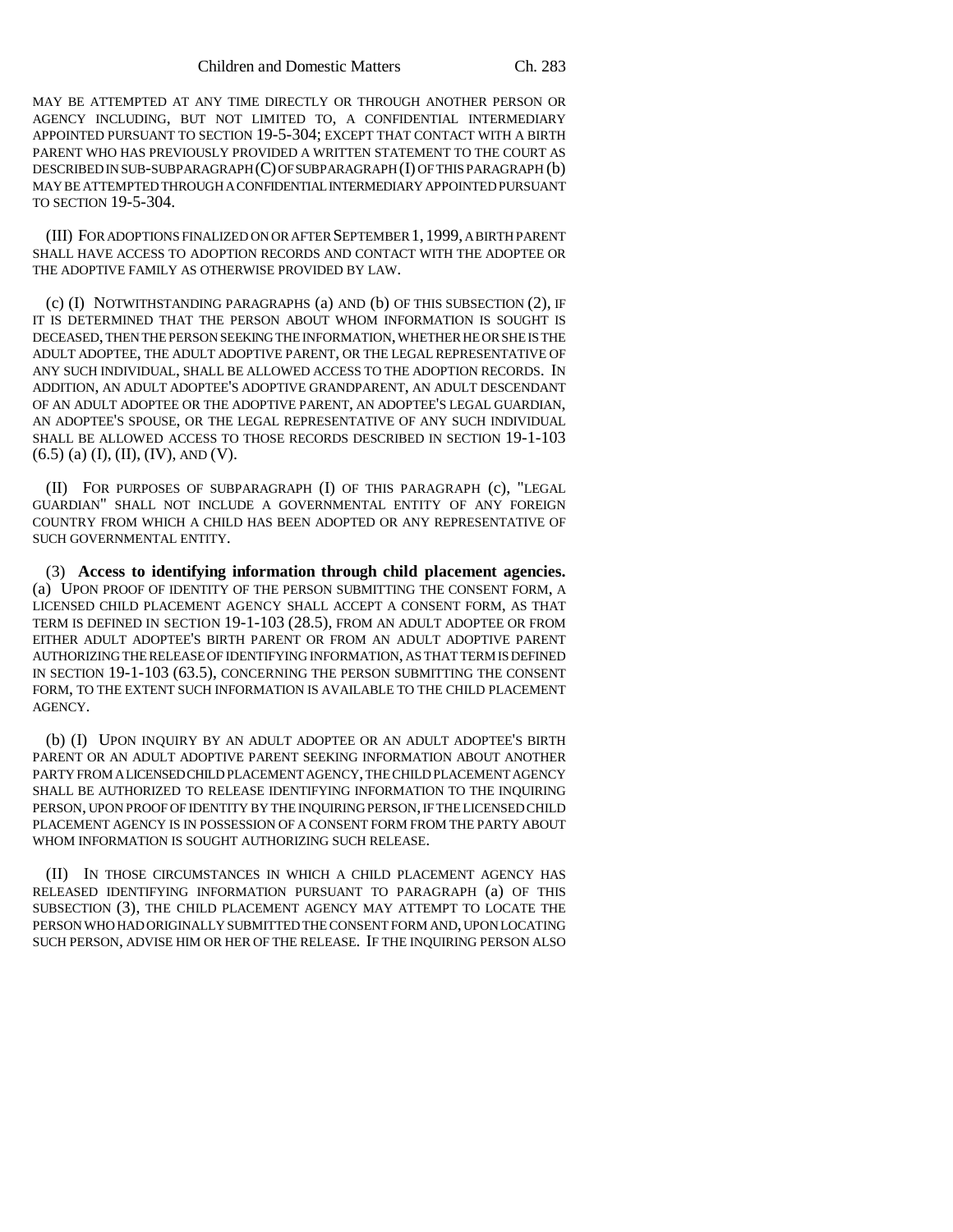MAY BE ATTEMPTED AT ANY TIME DIRECTLY OR THROUGH ANOTHER PERSON OR AGENCY INCLUDING, BUT NOT LIMITED TO, A CONFIDENTIAL INTERMEDIARY APPOINTED PURSUANT TO SECTION 19-5-304; EXCEPT THAT CONTACT WITH A BIRTH PARENT WHO HAS PREVIOUSLY PROVIDED A WRITTEN STATEMENT TO THE COURT AS DESCRIBED IN SUB-SUBPARAGRAPH (C) OF SUBPARAGRAPH (I) OF THIS PARAGRAPH (b) MAY BE ATTEMPTED THROUGH A CONFIDENTIAL INTERMEDIARY APPOINTED PURSUANT TO SECTION 19-5-304.

(III) FOR ADOPTIONS FINALIZED ON OR AFTER SEPTEMBER 1, 1999, A BIRTH PARENT SHALL HAVE ACCESS TO ADOPTION RECORDS AND CONTACT WITH THE ADOPTEE OR THE ADOPTIVE FAMILY AS OTHERWISE PROVIDED BY LAW.

(c) (I) NOTWITHSTANDING PARAGRAPHS (a) AND (b) OF THIS SUBSECTION (2), IF IT IS DETERMINED THAT THE PERSON ABOUT WHOM INFORMATION IS SOUGHT IS DECEASED, THEN THE PERSON SEEKING THE INFORMATION, WHETHER HE OR SHE IS THE ADULT ADOPTEE, THE ADULT ADOPTIVE PARENT, OR THE LEGAL REPRESENTATIVE OF ANY SUCH INDIVIDUAL, SHALL BE ALLOWED ACCESS TO THE ADOPTION RECORDS. IN ADDITION, AN ADULT ADOPTEE'S ADOPTIVE GRANDPARENT, AN ADULT DESCENDANT OF AN ADULT ADOPTEE OR THE ADOPTIVE PARENT, AN ADOPTEE'S LEGAL GUARDIAN, AN ADOPTEE'S SPOUSE, OR THE LEGAL REPRESENTATIVE OF ANY SUCH INDIVIDUAL SHALL BE ALLOWED ACCESS TO THOSE RECORDS DESCRIBED IN SECTION 19-1-103 (6.5) (a) (I), (II), (IV), AND (V).

(II) FOR PURPOSES OF SUBPARAGRAPH (I) OF THIS PARAGRAPH (c), "LEGAL GUARDIAN" SHALL NOT INCLUDE A GOVERNMENTAL ENTITY OF ANY FOREIGN COUNTRY FROM WHICH A CHILD HAS BEEN ADOPTED OR ANY REPRESENTATIVE OF SUCH GOVERNMENTAL ENTITY.

(3) **Access to identifying information through child placement agencies.** (a) UPON PROOF OF IDENTITY OF THE PERSON SUBMITTING THE CONSENT FORM, A LICENSED CHILD PLACEMENT AGENCY SHALL ACCEPT A CONSENT FORM, AS THAT TERM IS DEFINED IN SECTION 19-1-103 (28.5), FROM AN ADULT ADOPTEE OR FROM EITHER ADULT ADOPTEE'S BIRTH PARENT OR FROM AN ADULT ADOPTIVE PARENT AUTHORIZING THE RELEASE OF IDENTIFYING INFORMATION, AS THAT TERM IS DEFINED IN SECTION 19-1-103 (63.5), CONCERNING THE PERSON SUBMITTING THE CONSENT FORM, TO THE EXTENT SUCH INFORMATION IS AVAILABLE TO THE CHILD PLACEMENT AGENCY.

(b) (I) UPON INQUIRY BY AN ADULT ADOPTEE OR AN ADULT ADOPTEE'S BIRTH PARENT OR AN ADULT ADOPTIVE PARENT SEEKING INFORMATION ABOUT ANOTHER PARTY FROM A LICENSED CHILD PLACEMENT AGENCY, THE CHILD PLACEMENT AGENCY SHALL BE AUTHORIZED TO RELEASE IDENTIFYING INFORMATION TO THE INQUIRING PERSON, UPON PROOF OF IDENTITY BY THE INQUIRING PERSON, IF THE LICENSED CHILD PLACEMENT AGENCY IS IN POSSESSION OF A CONSENT FORM FROM THE PARTY ABOUT WHOM INFORMATION IS SOUGHT AUTHORIZING SUCH RELEASE.

(II) IN THOSE CIRCUMSTANCES IN WHICH A CHILD PLACEMENT AGENCY HAS RELEASED IDENTIFYING INFORMATION PURSUANT TO PARAGRAPH (a) OF THIS SUBSECTION (3), THE CHILD PLACEMENT AGENCY MAY ATTEMPT TO LOCATE THE PERSON WHO HAD ORIGINALLY SUBMITTED THE CONSENT FORM AND, UPON LOCATING SUCH PERSON, ADVISE HIM OR HER OF THE RELEASE. IF THE INQUIRING PERSON ALSO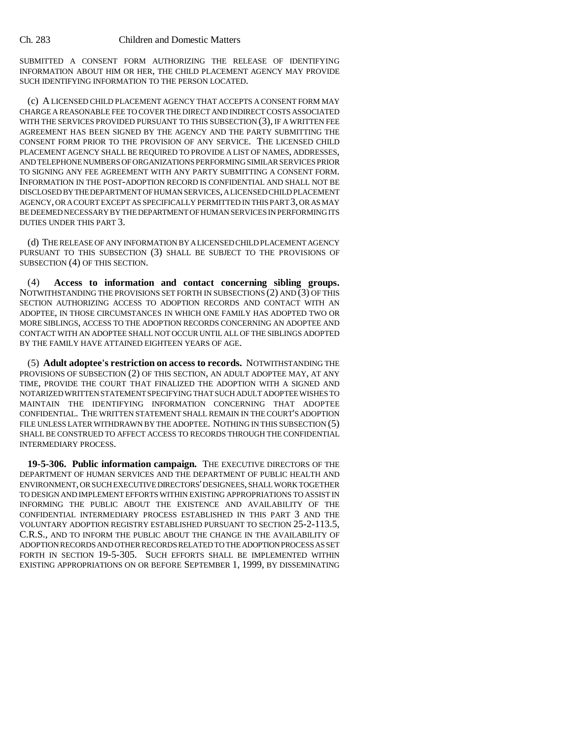SUBMITTED A CONSENT FORM AUTHORIZING THE RELEASE OF IDENTIFYING INFORMATION ABOUT HIM OR HER, THE CHILD PLACEMENT AGENCY MAY PROVIDE SUCH IDENTIFYING INFORMATION TO THE PERSON LOCATED.

(c) A LICENSED CHILD PLACEMENT AGENCY THAT ACCEPTS A CONSENT FORM MAY CHARGE A REASONABLE FEE TO COVER THE DIRECT AND INDIRECT COSTS ASSOCIATED WITH THE SERVICES PROVIDED PURSUANT TO THIS SUBSECTION (3), IF A WRITTEN FEE AGREEMENT HAS BEEN SIGNED BY THE AGENCY AND THE PARTY SUBMITTING THE CONSENT FORM PRIOR TO THE PROVISION OF ANY SERVICE. THE LICENSED CHILD PLACEMENT AGENCY SHALL BE REQUIRED TO PROVIDE A LIST OF NAMES, ADDRESSES, AND TELEPHONE NUMBERS OF ORGANIZATIONS PERFORMING SIMILAR SERVICES PRIOR TO SIGNING ANY FEE AGREEMENT WITH ANY PARTY SUBMITTING A CONSENT FORM. INFORMATION IN THE POST-ADOPTION RECORD IS CONFIDENTIAL AND SHALL NOT BE DISCLOSED BY THE DEPARTMENT OF HUMAN SERVICES, A LICENSED CHILD PLACEMENT AGENCY, OR A COURT EXCEPT AS SPECIFICALLY PERMITTED IN THIS PART 3, OR AS MAY BE DEEMED NECESSARY BY THE DEPARTMENT OF HUMAN SERVICES IN PERFORMING ITS DUTIES UNDER THIS PART 3.

(d) THE RELEASE OF ANY INFORMATION BY A LICENSED CHILD PLACEMENT AGENCY PURSUANT TO THIS SUBSECTION (3) SHALL BE SUBJECT TO THE PROVISIONS OF SUBSECTION (4) OF THIS SECTION.

(4) **Access to information and contact concerning sibling groups.** NOTWITHSTANDING THE PROVISIONS SET FORTH IN SUBSECTIONS (2) AND (3) OF THIS SECTION AUTHORIZING ACCESS TO ADOPTION RECORDS AND CONTACT WITH AN ADOPTEE, IN THOSE CIRCUMSTANCES IN WHICH ONE FAMILY HAS ADOPTED TWO OR MORE SIBLINGS, ACCESS TO THE ADOPTION RECORDS CONCERNING AN ADOPTEE AND CONTACT WITH AN ADOPTEE SHALL NOT OCCUR UNTIL ALL OF THE SIBLINGS ADOPTED BY THE FAMILY HAVE ATTAINED EIGHTEEN YEARS OF AGE.

(5) **Adult adoptee's restriction on access to records.** NOTWITHSTANDING THE PROVISIONS OF SUBSECTION (2) OF THIS SECTION, AN ADULT ADOPTEE MAY, AT ANY TIME, PROVIDE THE COURT THAT FINALIZED THE ADOPTION WITH A SIGNED AND NOTARIZED WRITTEN STATEMENT SPECIFYING THAT SUCH ADULT ADOPTEE WISHES TO MAINTAIN THE IDENTIFYING INFORMATION CONCERNING THAT ADOPTEE CONFIDENTIAL. THE WRITTEN STATEMENT SHALL REMAIN IN THE COURT'S ADOPTION FILE UNLESS LATER WITHDRAWN BY THE ADOPTEE. NOTHING IN THIS SUBSECTION (5) SHALL BE CONSTRUED TO AFFECT ACCESS TO RECORDS THROUGH THE CONFIDENTIAL INTERMEDIARY PROCESS.

**19-5-306. Public information campaign.** THE EXECUTIVE DIRECTORS OF THE DEPARTMENT OF HUMAN SERVICES AND THE DEPARTMENT OF PUBLIC HEALTH AND ENVIRONMENT, OR SUCH EXECUTIVE DIRECTORS' DESIGNEES, SHALL WORK TOGETHER TO DESIGN AND IMPLEMENT EFFORTS WITHIN EXISTING APPROPRIATIONS TO ASSIST IN INFORMING THE PUBLIC ABOUT THE EXISTENCE AND AVAILABILITY OF THE CONFIDENTIAL INTERMEDIARY PROCESS ESTABLISHED IN THIS PART 3 AND THE VOLUNTARY ADOPTION REGISTRY ESTABLISHED PURSUANT TO SECTION 25-2-113.5, C.R.S., AND TO INFORM THE PUBLIC ABOUT THE CHANGE IN THE AVAILABILITY OF ADOPTION RECORDS AND OTHER RECORDS RELATED TO THE ADOPTION PROCESS AS SET FORTH IN SECTION 19-5-305. SUCH EFFORTS SHALL BE IMPLEMENTED WITHIN EXISTING APPROPRIATIONS ON OR BEFORE SEPTEMBER 1, 1999, BY DISSEMINATING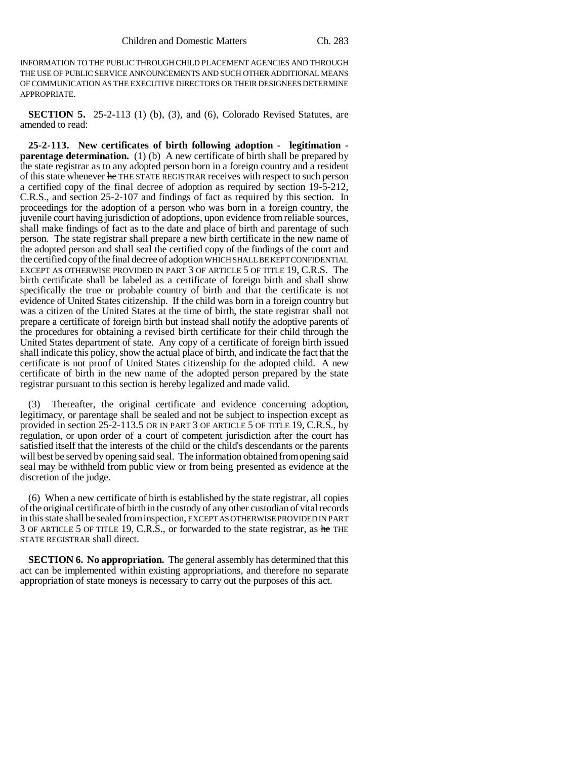INFORMATION TO THE PUBLIC THROUGH CHILD PLACEMENT AGENCIES AND THROUGH THE USE OF PUBLIC SERVICE ANNOUNCEMENTS AND SUCH OTHER ADDITIONAL MEANS OF COMMUNICATION AS THE EXECUTIVE DIRECTORS OR THEIR DESIGNEES DETERMINE APPROPRIATE.

**SECTION 5.** 25-2-113 (1) (b), (3), and (6), Colorado Revised Statutes, are amended to read:

**25-2-113. New certificates of birth following adoption - legitimation - parentage determination.** (1) (b) A new certificate of birth shall be prepared by the state registrar as to any adopted person born in a foreign country and a resident of this state whenever ~~he~~ THE STATE REGISTRAR receives with respect to such person a certified copy of the final decree of adoption as required by section 19-5-212, C.R.S., and section 25-2-107 and findings of fact as required by this section. In proceedings for the adoption of a person who was born in a foreign country, the juvenile court having jurisdiction of adoptions, upon evidence from reliable sources, shall make findings of fact as to the date and place of birth and parentage of such person. The state registrar shall prepare a new birth certificate in the new name of the adopted person and shall seal the certified copy of the findings of the court and the certified copy of the final decree of adoption WHICH SHALL BE KEPT CONFIDENTIAL EXCEPT AS OTHERWISE PROVIDED IN PART 3 OF ARTICLE 5 OF TITLE 19, C.R.S. The birth certificate shall be labeled as a certificate of foreign birth and shall show specifically the true or probable country of birth and that the certificate is not evidence of United States citizenship. If the child was born in a foreign country but was a citizen of the United States at the time of birth, the state registrar shall not prepare a certificate of foreign birth but instead shall notify the adoptive parents of the procedures for obtaining a revised birth certificate for their child through the United States department of state. Any copy of a certificate of foreign birth issued shall indicate this policy, show the actual place of birth, and indicate the fact that the certificate is not proof of United States citizenship for the adopted child. A new certificate of birth in the new name of the adopted person prepared by the state registrar pursuant to this section is hereby legalized and made valid.

(3) Thereafter, the original certificate and evidence concerning adoption, legitimacy, or parentage shall be sealed and not be subject to inspection except as provided in section 25-2-113.5 OR IN PART 3 OF ARTICLE 5 OF TITLE 19, C.R.S., by regulation, or upon order of a court of competent jurisdiction after the court has satisfied itself that the interests of the child or the child's descendants or the parents will best be served by opening said seal. The information obtained from opening said seal may be withheld from public view or from being presented as evidence at the discretion of the judge.

(6) When a new certificate of birth is established by the state registrar, all copies of the original certificate of birth in the custody of any other custodian of vital records in this state shall be sealed from inspection, EXCEPT AS OTHERWISE PROVIDED IN PART 3 OF ARTICLE 5 OF TITLE 19, C.R.S., or forwarded to the state registrar, as ~~he~~ THE STATE REGISTRAR shall direct.

**SECTION 6. No appropriation.** The general assembly has determined that this act can be implemented within existing appropriations, and therefore no separate appropriation of state moneys is necessary to carry out the purposes of this act.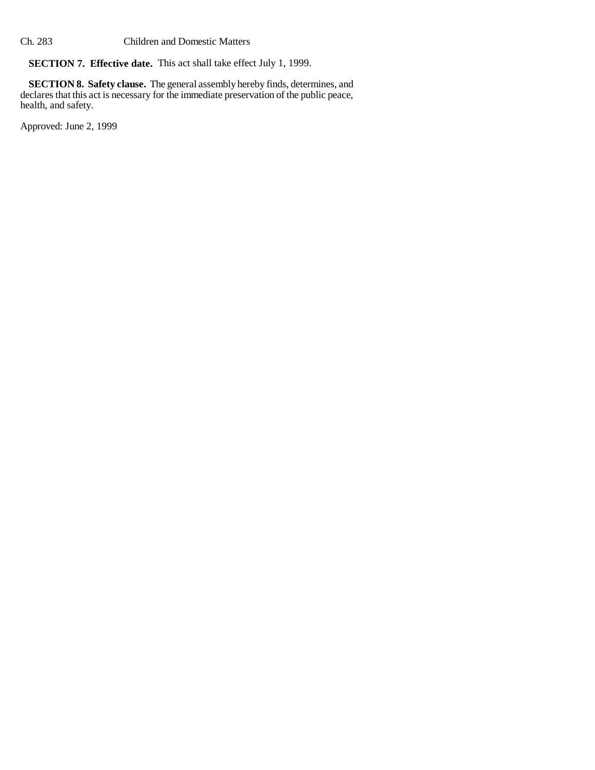**SECTION 7. Effective date.** This act shall take effect July 1, 1999.

**SECTION 8. Safety clause.** The general assembly hereby finds, determines, and declares that this act is necessary for the immediate preservation of the public peace, health, and safety.

Approved: June 2, 1999